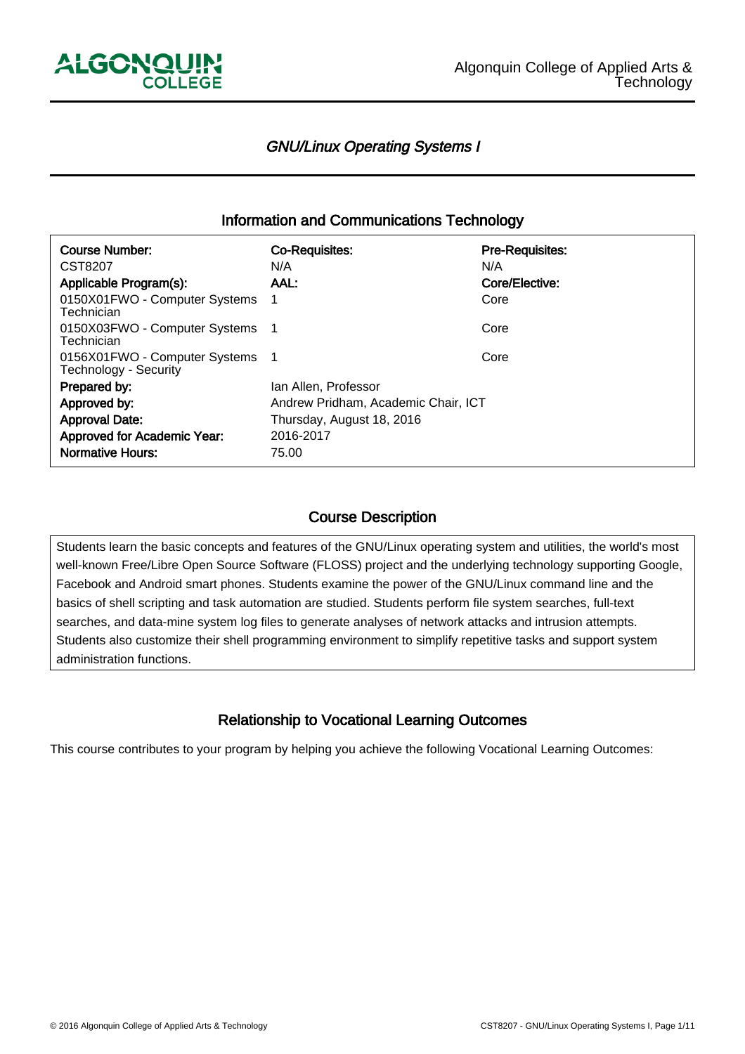ALGONQUIN COLLEGE

Algonquin College of Applied Arts & Technology

# *GNU/Linux Operating Systems I*

## Information and Communications Technology

| Course Number: | Co-Requisites: | Pre-Requisites: |
|---|---|---|
| CST8207 | N/A | N/A |
| **Applicable Program(s):** | **AAL:** | **Core/Elective:** |
| 0150X01FWO - Computer Systems Technician | 1 | Core |
| 0150X03FWO - Computer Systems Technician | 1 | Core |
| 0156X01FWO - Computer Systems Technology - Security | 1 | Core |
| **Prepared by:** | Ian Allen, Professor | |
| **Approved by:** | Andrew Pridham, Academic Chair, ICT | |
| **Approval Date:** | Thursday, August 18, 2016 | |
| **Approved for Academic Year:** | 2016-2017 | |
| **Normative Hours:** | 75.00 | |

## Course Description

Students learn the basic concepts and features of the GNU/Linux operating system and utilities, the world's most well-known Free/Libre Open Source Software (FLOSS) project and the underlying technology supporting Google, Facebook and Android smart phones. Students examine the power of the GNU/Linux command line and the basics of shell scripting and task automation are studied. Students perform file system searches, full-text searches, and data-mine system log files to generate analyses of network attacks and intrusion attempts. Students also customize their shell programming environment to simplify repetitive tasks and support system administration functions.

## Relationship to Vocational Learning Outcomes

This course contributes to your program by helping you achieve the following Vocational Learning Outcomes: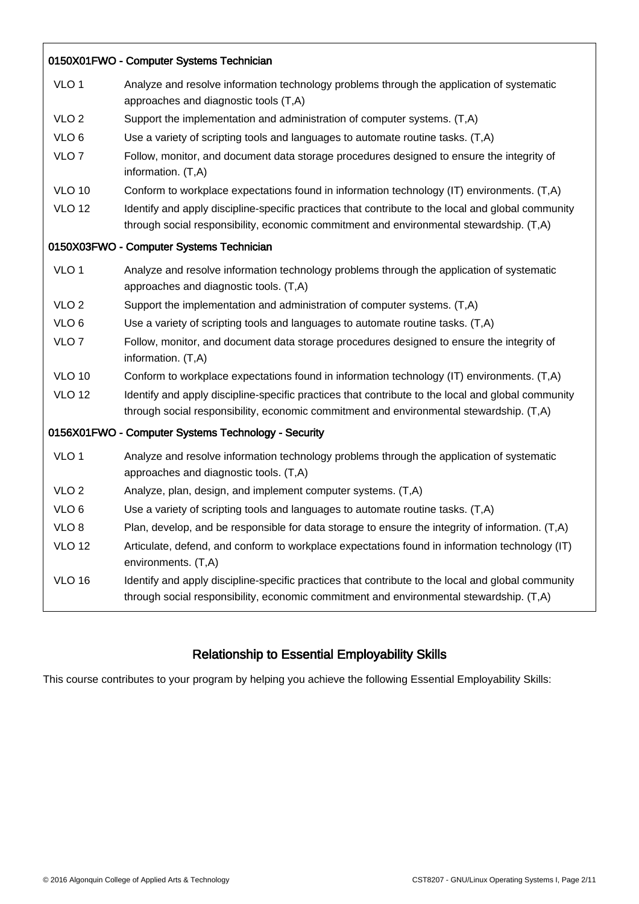### 0150X01FWO - Computer Systems Technician

| | |
|---|---|
| VLO 1 | Analyze and resolve information technology problems through the application of systematic approaches and diagnostic tools (T,A) |
| VLO 2 | Support the implementation and administration of computer systems. (T,A) |
| VLO 6 | Use a variety of scripting tools and languages to automate routine tasks. (T,A) |
| VLO 7 | Follow, monitor, and document data storage procedures designed to ensure the integrity of information. (T,A) |
| VLO 10 | Conform to workplace expectations found in information technology (IT) environments. (T,A) |
| VLO 12 | Identify and apply discipline-specific practices that contribute to the local and global community through social responsibility, economic commitment and environmental stewardship. (T,A) |

### 0150X03FWO - Computer Systems Technician

| | |
|---|---|
| VLO 1 | Analyze and resolve information technology problems through the application of systematic approaches and diagnostic tools. (T,A) |
| VLO 2 | Support the implementation and administration of computer systems. (T,A) |
| VLO 6 | Use a variety of scripting tools and languages to automate routine tasks. (T,A) |
| VLO 7 | Follow, monitor, and document data storage procedures designed to ensure the integrity of information. (T,A) |
| VLO 10 | Conform to workplace expectations found in information technology (IT) environments. (T,A) |
| VLO 12 | Identify and apply discipline-specific practices that contribute to the local and global community through social responsibility, economic commitment and environmental stewardship. (T,A) |

### 0156X01FWO - Computer Systems Technology - Security

| | |
|---|---|
| VLO 1 | Analyze and resolve information technology problems through the application of systematic approaches and diagnostic tools. (T,A) |
| VLO 2 | Analyze, plan, design, and implement computer systems. (T,A) |
| VLO 6 | Use a variety of scripting tools and languages to automate routine tasks. (T,A) |
| VLO 8 | Plan, develop, and be responsible for data storage to ensure the integrity of information. (T,A) |
| VLO 12 | Articulate, defend, and conform to workplace expectations found in information technology (IT) environments. (T,A) |
| VLO 16 | Identify and apply discipline-specific practices that contribute to the local and global community through social responsibility, economic commitment and environmental stewardship. (T,A) |

## Relationship to Essential Employability Skills

This course contributes to your program by helping you achieve the following Essential Employability Skills: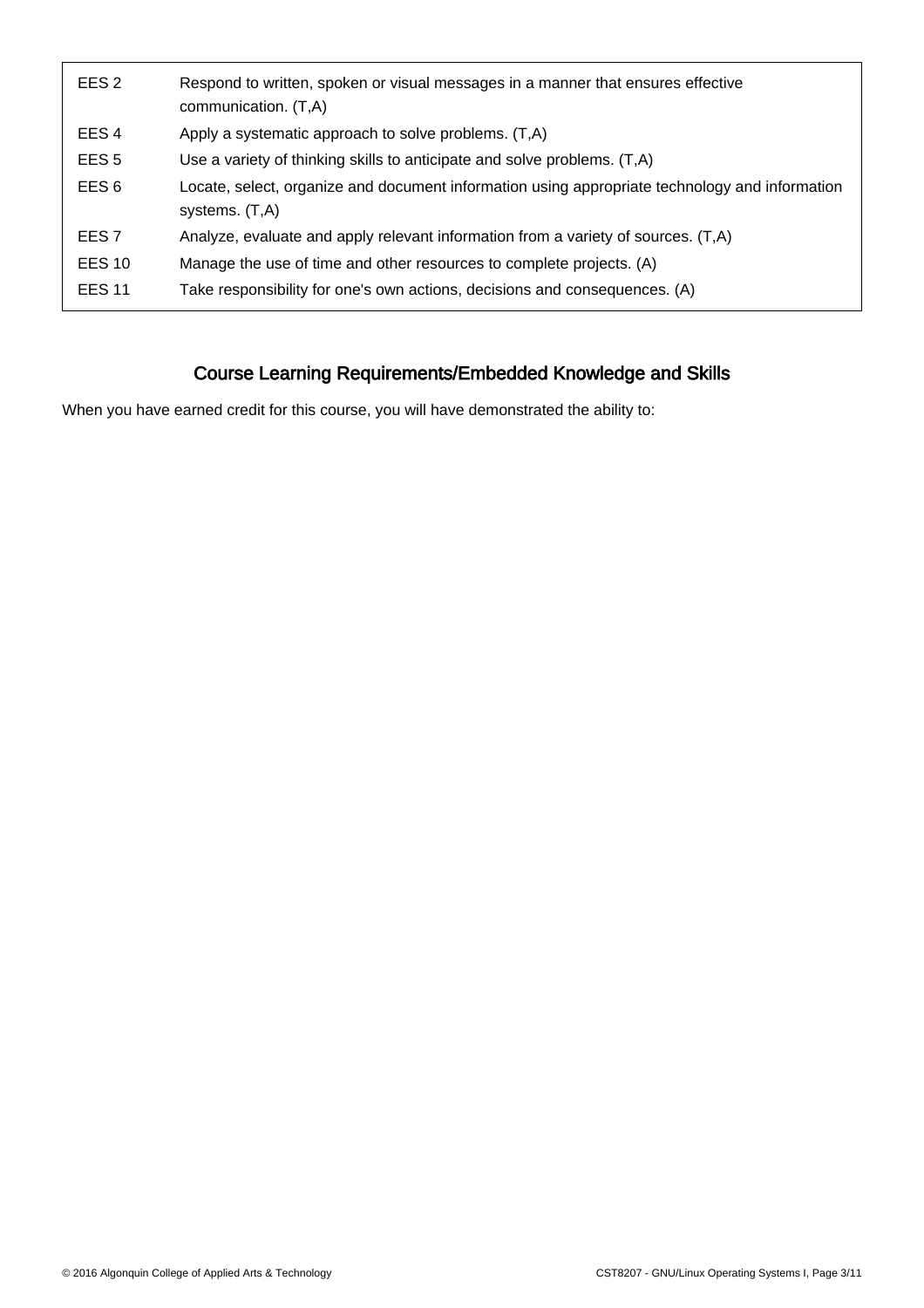| | |
|---|---|
| EES 2 | Respond to written, spoken or visual messages in a manner that ensures effective communication. (T,A) |
| EES 4 | Apply a systematic approach to solve problems. (T,A) |
| EES 5 | Use a variety of thinking skills to anticipate and solve problems. (T,A) |
| EES 6 | Locate, select, organize and document information using appropriate technology and information systems. (T,A) |
| EES 7 | Analyze, evaluate and apply relevant information from a variety of sources. (T,A) |
| EES 10 | Manage the use of time and other resources to complete projects. (A) |
| EES 11 | Take responsibility for one's own actions, decisions and consequences. (A) |

## Course Learning Requirements/Embedded Knowledge and Skills

When you have earned credit for this course, you will have demonstrated the ability to: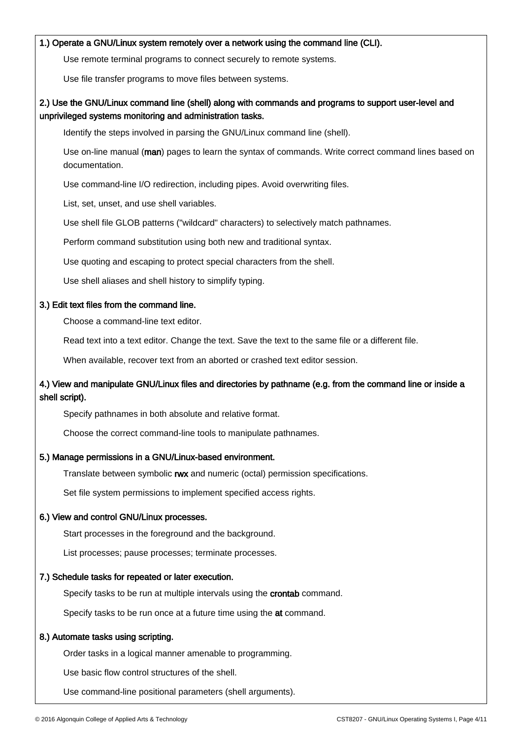**1.) Operate a GNU/Linux system remotely over a network using the command line (CLI).**

Use remote terminal programs to connect securely to remote systems.

Use file transfer programs to move files between systems.

**2.) Use the GNU/Linux command line (shell) along with commands and programs to support user-level and unprivileged systems monitoring and administration tasks.**

Identify the steps involved in parsing the GNU/Linux command line (shell).

Use on-line manual (**man**) pages to learn the syntax of commands. Write correct command lines based on documentation.

Use command-line I/O redirection, including pipes. Avoid overwriting files.

List, set, unset, and use shell variables.

Use shell file GLOB patterns ("wildcard" characters) to selectively match pathnames.

Perform command substitution using both new and traditional syntax.

Use quoting and escaping to protect special characters from the shell.

Use shell aliases and shell history to simplify typing.

**3.) Edit text files from the command line.**

Choose a command-line text editor.

Read text into a text editor. Change the text. Save the text to the same file or a different file.

When available, recover text from an aborted or crashed text editor session.

**4.) View and manipulate GNU/Linux files and directories by pathname (e.g. from the command line or inside a shell script).**

Specify pathnames in both absolute and relative format.

Choose the correct command-line tools to manipulate pathnames.

**5.) Manage permissions in a GNU/Linux-based environment.**

Translate between symbolic **rwx** and numeric (octal) permission specifications.

Set file system permissions to implement specified access rights.

**6.) View and control GNU/Linux processes.**

Start processes in the foreground and the background.

List processes; pause processes; terminate processes.

**7.) Schedule tasks for repeated or later execution.**

Specify tasks to be run at multiple intervals using the **crontab** command.

Specify tasks to be run once at a future time using the **at** command.

**8.) Automate tasks using scripting.**

Order tasks in a logical manner amenable to programming.

Use basic flow control structures of the shell.

Use command-line positional parameters (shell arguments).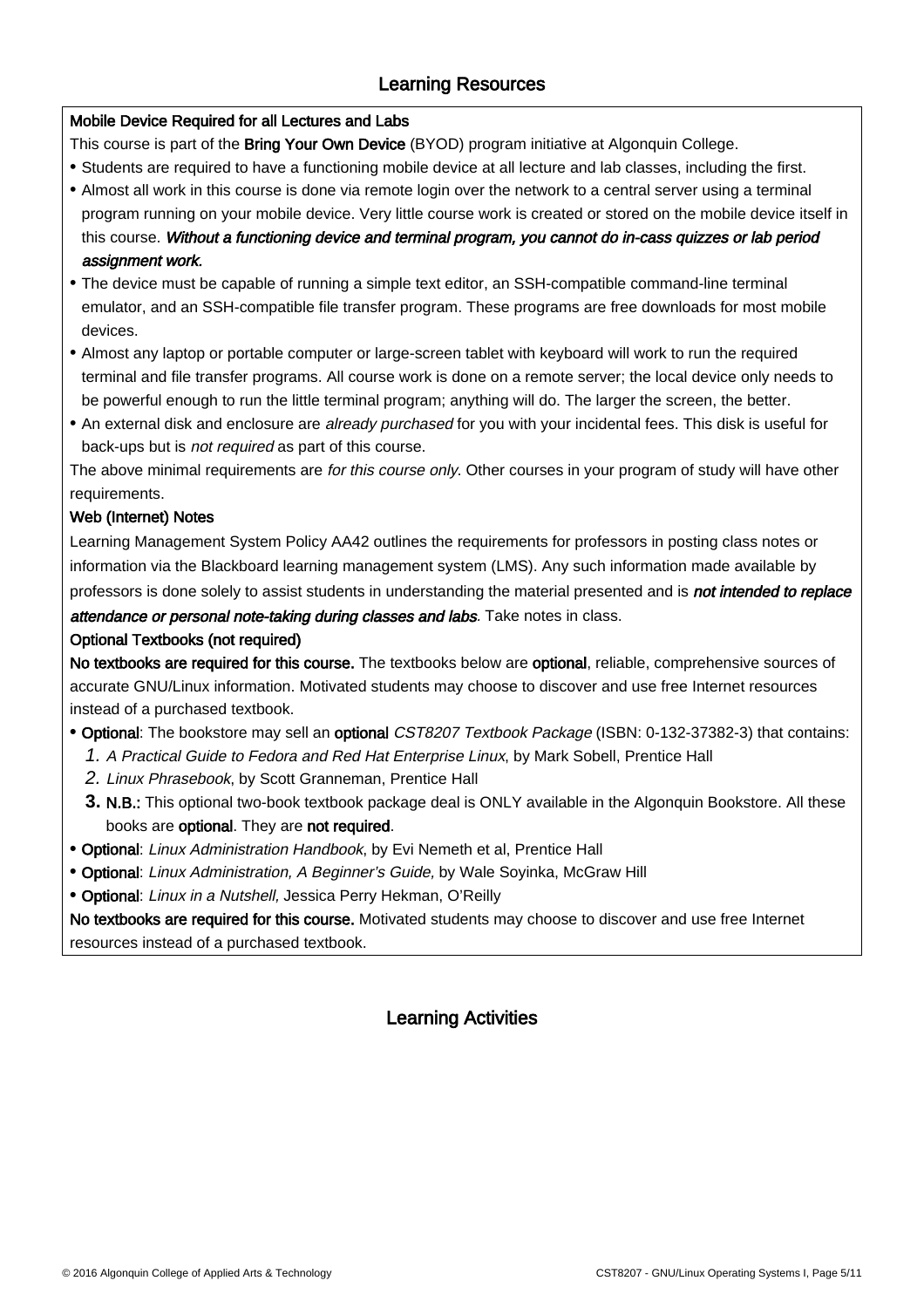## Learning Resources

**Mobile Device Required for all Lectures and Labs**

This course is part of the **Bring Your Own Device** (BYOD) program initiative at Algonquin College.

- Students are required to have a functioning mobile device at all lecture and lab classes, including the first.
- Almost all work in this course is done via remote login over the network to a central server using a terminal program running on your mobile device. Very little course work is created or stored on the mobile device itself in this course. ***Without a functioning device and terminal program, you cannot do in-cass quizzes or lab period assignment work.***
- The device must be capable of running a simple text editor, an SSH-compatible command-line terminal emulator, and an SSH-compatible file transfer program. These programs are free downloads for most mobile devices.
- Almost any laptop or portable computer or large-screen tablet with keyboard will work to run the required terminal and file transfer programs. All course work is done on a remote server; the local device only needs to be powerful enough to run the little terminal program; anything will do. The larger the screen, the better.
- An external disk and enclosure are *already purchased* for you with your incidental fees. This disk is useful for back-ups but is *not required* as part of this course.

The above minimal requirements are *for this course only*. Other courses in your program of study will have other requirements.

**Web (Internet) Notes**

Learning Management System Policy AA42 outlines the requirements for professors in posting class notes or information via the Blackboard learning management system (LMS). Any such information made available by professors is done solely to assist students in understanding the material presented and is ***not intended to replace attendance or personal note-taking during classes and labs***. Take notes in class.

**Optional Textbooks (not required)**

**No textbooks are required for this course.** The textbooks below are **optional**, reliable, comprehensive sources of accurate GNU/Linux information. Motivated students may choose to discover and use free Internet resources instead of a purchased textbook.

- **Optional**: The bookstore may sell an **optional** *CST8207 Textbook Package* (ISBN: 0-132-37382-3) that contains:
  1. *A Practical Guide to Fedora and Red Hat Enterprise Linux*, by Mark Sobell, Prentice Hall
  2. *Linux Phrasebook*, by Scott Granneman, Prentice Hall
  3. **N.B.:** This optional two-book textbook package deal is ONLY available in the Algonquin Bookstore. All these books are **optional**. They are **not required**.
- **Optional**: *Linux Administration Handbook*, by Evi Nemeth et al, Prentice Hall
- **Optional**: *Linux Administration, A Beginner's Guide,* by Wale Soyinka, McGraw Hill
- **Optional**: *Linux in a Nutshell,* Jessica Perry Hekman, O'Reilly

**No textbooks are required for this course.** Motivated students may choose to discover and use free Internet resources instead of a purchased textbook.

## Learning Activities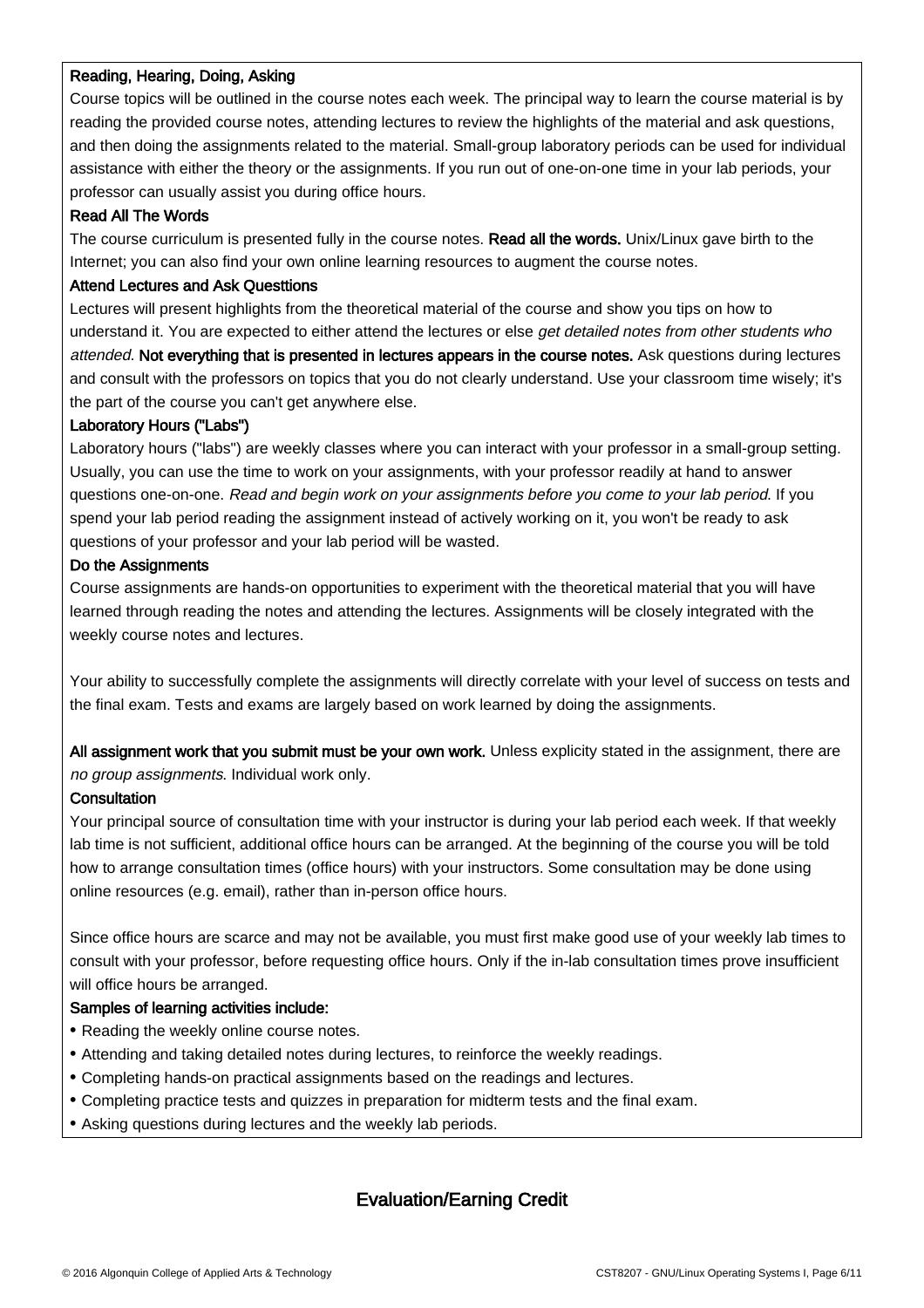### Reading, Hearing, Doing, Asking

Course topics will be outlined in the course notes each week. The principal way to learn the course material is by reading the provided course notes, attending lectures to review the highlights of the material and ask questions, and then doing the assignments related to the material. Small-group laboratory periods can be used for individual assistance with either the theory or the assignments. If you run out of one-on-one time in your lab periods, your professor can usually assist you during office hours.

### Read All The Words

The course curriculum is presented fully in the course notes. **Read all the words.** Unix/Linux gave birth to the Internet; you can also find your own online learning resources to augment the course notes.

### Attend Lectures and Ask Questtions

Lectures will present highlights from the theoretical material of the course and show you tips on how to understand it. You are expected to either attend the lectures or else *get detailed notes from other students who attended*. **Not everything that is presented in lectures appears in the course notes.** Ask questions during lectures and consult with the professors on topics that you do not clearly understand. Use your classroom time wisely; it's the part of the course you can't get anywhere else.

### Laboratory Hours ("Labs")

Laboratory hours ("labs") are weekly classes where you can interact with your professor in a small-group setting. Usually, you can use the time to work on your assignments, with your professor readily at hand to answer questions one-on-one. *Read and begin work on your assignments before you come to your lab period.* If you spend your lab period reading the assignment instead of actively working on it, you won't be ready to ask questions of your professor and your lab period will be wasted.

### Do the Assignments

Course assignments are hands-on opportunities to experiment with the theoretical material that you will have learned through reading the notes and attending the lectures. Assignments will be closely integrated with the weekly course notes and lectures.

Your ability to successfully complete the assignments will directly correlate with your level of success on tests and the final exam. Tests and exams are largely based on work learned by doing the assignments.

**All assignment work that you submit must be your own work.** Unless explicity stated in the assignment, there are *no group assignments*. Individual work only.

### Consultation

Your principal source of consultation time with your instructor is during your lab period each week. If that weekly lab time is not sufficient, additional office hours can be arranged. At the beginning of the course you will be told how to arrange consultation times (office hours) with your instructors. Some consultation may be done using online resources (e.g. email), rather than in-person office hours.

Since office hours are scarce and may not be available, you must first make good use of your weekly lab times to consult with your professor, before requesting office hours. Only if the in-lab consultation times prove insufficient will office hours be arranged.

### Samples of learning activities include:

- Reading the weekly online course notes.
- Attending and taking detailed notes during lectures, to reinforce the weekly readings.
- Completing hands-on practical assignments based on the readings and lectures.
- Completing practice tests and quizzes in preparation for midterm tests and the final exam.
- Asking questions during lectures and the weekly lab periods.

## Evaluation/Earning Credit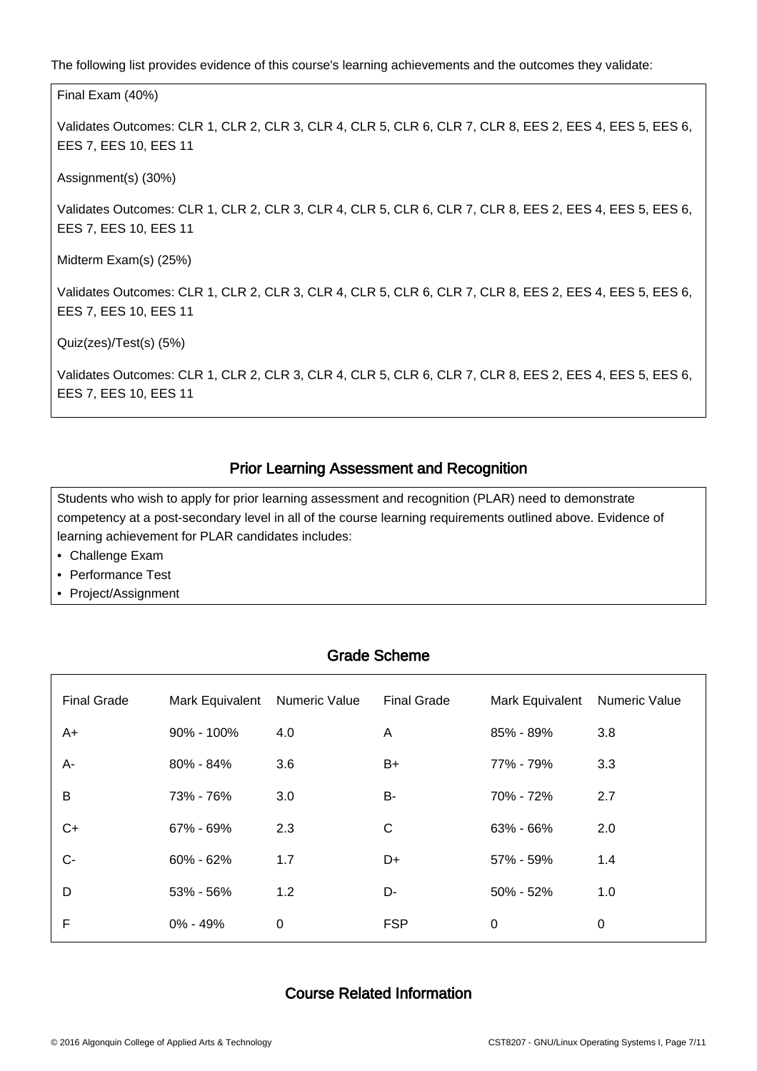The following list provides evidence of this course's learning achievements and the outcomes they validate:

Final Exam (40%)

Validates Outcomes: CLR 1, CLR 2, CLR 3, CLR 4, CLR 5, CLR 6, CLR 7, CLR 8, EES 2, EES 4, EES 5, EES 6, EES 7, EES 10, EES 11

Assignment(s) (30%)

Validates Outcomes: CLR 1, CLR 2, CLR 3, CLR 4, CLR 5, CLR 6, CLR 7, CLR 8, EES 2, EES 4, EES 5, EES 6, EES 7, EES 10, EES 11

Midterm Exam(s) (25%)

Validates Outcomes: CLR 1, CLR 2, CLR 3, CLR 4, CLR 5, CLR 6, CLR 7, CLR 8, EES 2, EES 4, EES 5, EES 6, EES 7, EES 10, EES 11

Quiz(zes)/Test(s) (5%)

Validates Outcomes: CLR 1, CLR 2, CLR 3, CLR 4, CLR 5, CLR 6, CLR 7, CLR 8, EES 2, EES 4, EES 5, EES 6, EES 7, EES 10, EES 11

## Prior Learning Assessment and Recognition

Students who wish to apply for prior learning assessment and recognition (PLAR) need to demonstrate competency at a post-secondary level in all of the course learning requirements outlined above. Evidence of learning achievement for PLAR candidates includes:

- Challenge Exam
- Performance Test
- Project/Assignment

## Grade Scheme

| Final Grade | Mark Equivalent | Numeric Value | Final Grade | Mark Equivalent | Numeric Value |
|---|---|---|---|---|---|
| A+ | 90% - 100% | 4.0 | A | 85% - 89% | 3.8 |
| A- | 80% - 84% | 3.6 | B+ | 77% - 79% | 3.3 |
| B | 73% - 76% | 3.0 | B- | 70% - 72% | 2.7 |
| C+ | 67% - 69% | 2.3 | C | 63% - 66% | 2.0 |
| C- | 60% - 62% | 1.7 | D+ | 57% - 59% | 1.4 |
| D | 53% - 56% | 1.2 | D- | 50% - 52% | 1.0 |
| F | 0% - 49% | 0 | FSP | 0 | 0 |

## Course Related Information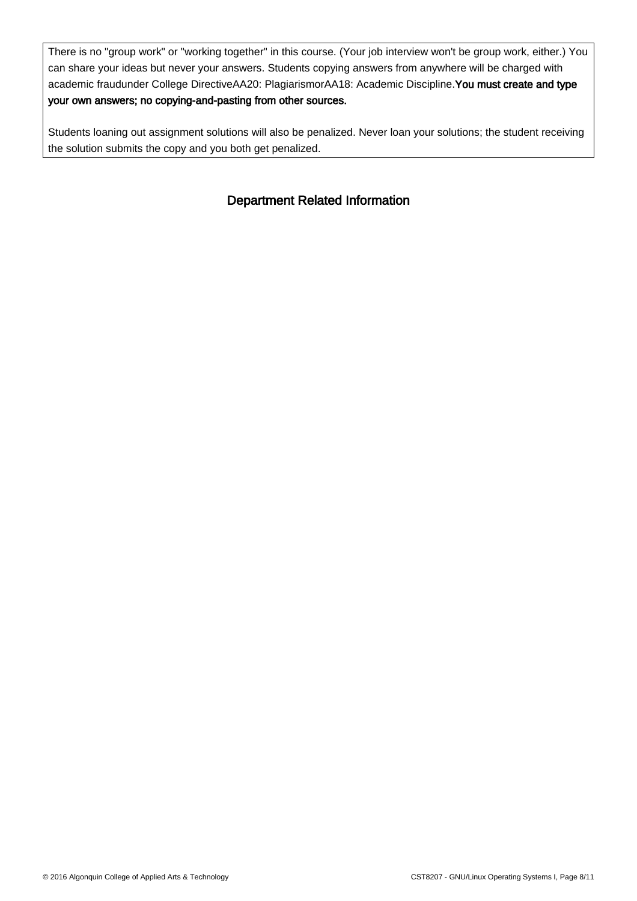There is no "group work" or "working together" in this course. (Your job interview won't be group work, either.) You can share your ideas but never your answers. Students copying answers from anywhere will be charged with academic fraudunder College DirectiveAA20: PlagiarismorAA18: Academic Discipline.**You must create and type your own answers; no copying-and-pasting from other sources.**

Students loaning out assignment solutions will also be penalized. Never loan your solutions; the student receiving the solution submits the copy and you both get penalized.

## Department Related Information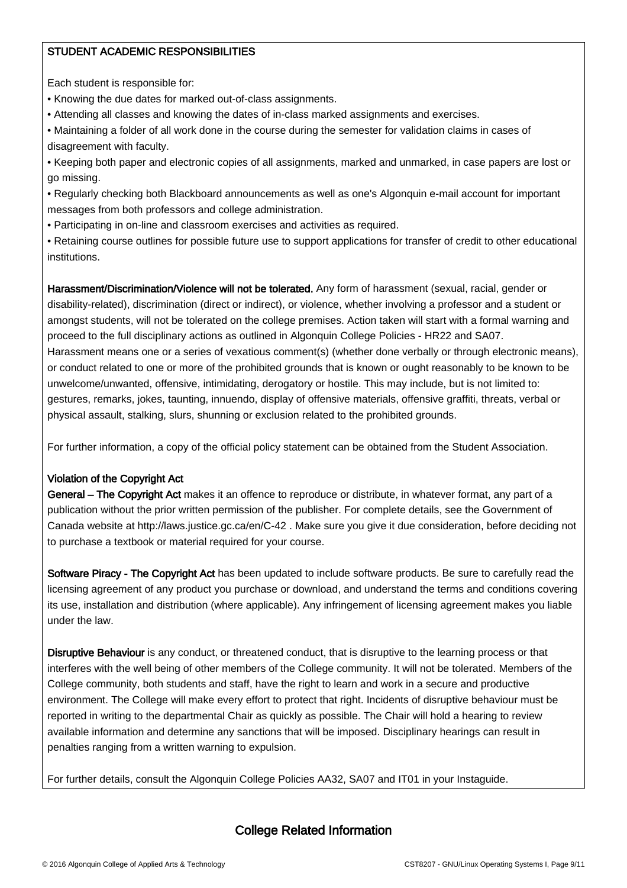### STUDENT ACADEMIC RESPONSIBILITIES

Each student is responsible for:

- Knowing the due dates for marked out-of-class assignments.
- Attending all classes and knowing the dates of in-class marked assignments and exercises.
- Maintaining a folder of all work done in the course during the semester for validation claims in cases of disagreement with faculty.
- Keeping both paper and electronic copies of all assignments, marked and unmarked, in case papers are lost or go missing.
- Regularly checking both Blackboard announcements as well as one's Algonquin e-mail account for important messages from both professors and college administration.
- Participating in on-line and classroom exercises and activities as required.
- Retaining course outlines for possible future use to support applications for transfer of credit to other educational institutions.

**Harassment/Discrimination/Violence will not be tolerated.** Any form of harassment (sexual, racial, gender or disability-related), discrimination (direct or indirect), or violence, whether involving a professor and a student or amongst students, will not be tolerated on the college premises. Action taken will start with a formal warning and proceed to the full disciplinary actions as outlined in Algonquin College Policies - HR22 and SA07.
Harassment means one or a series of vexatious comment(s) (whether done verbally or through electronic means), or conduct related to one or more of the prohibited grounds that is known or ought reasonably to be known to be unwelcome/unwanted, offensive, intimidating, derogatory or hostile. This may include, but is not limited to: gestures, remarks, jokes, taunting, innuendo, display of offensive materials, offensive graffiti, threats, verbal or physical assault, stalking, slurs, shunning or exclusion related to the prohibited grounds.

For further information, a copy of the official policy statement can be obtained from the Student Association.

**Violation of the Copyright Act**
**General – The Copyright Act** makes it an offence to reproduce or distribute, in whatever format, any part of a publication without the prior written permission of the publisher. For complete details, see the Government of Canada website at http://laws.justice.gc.ca/en/C-42 . Make sure you give it due consideration, before deciding not to purchase a textbook or material required for your course.

**Software Piracy - The Copyright Act** has been updated to include software products. Be sure to carefully read the licensing agreement of any product you purchase or download, and understand the terms and conditions covering its use, installation and distribution (where applicable). Any infringement of licensing agreement makes you liable under the law.

**Disruptive Behaviour** is any conduct, or threatened conduct, that is disruptive to the learning process or that interferes with the well being of other members of the College community. It will not be tolerated. Members of the College community, both students and staff, have the right to learn and work in a secure and productive environment. The College will make every effort to protect that right. Incidents of disruptive behaviour must be reported in writing to the departmental Chair as quickly as possible. The Chair will hold a hearing to review available information and determine any sanctions that will be imposed. Disciplinary hearings can result in penalties ranging from a written warning to expulsion.

For further details, consult the Algonquin College Policies AA32, SA07 and IT01 in your Instaguide.

## College Related Information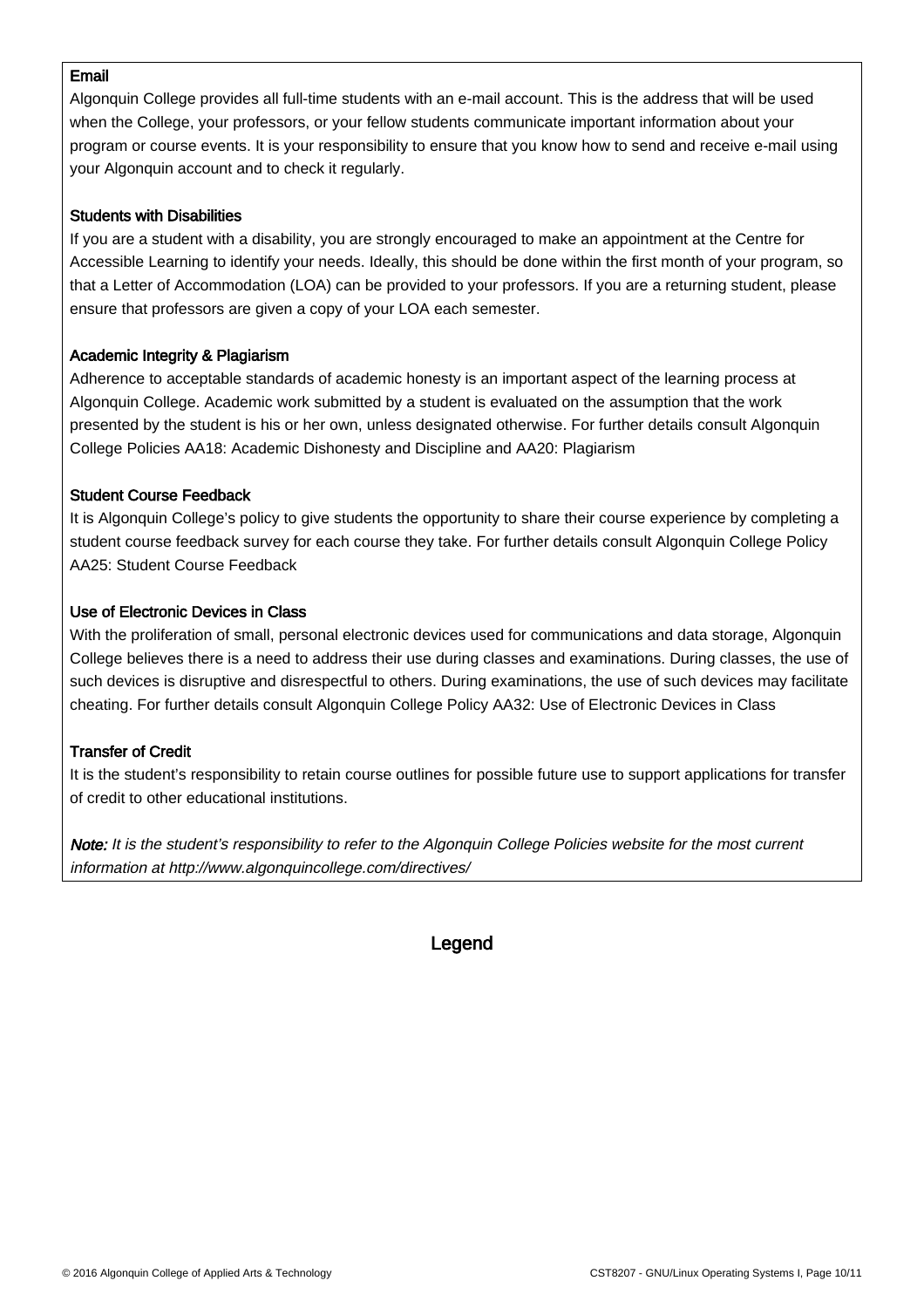**Email**

Algonquin College provides all full-time students with an e-mail account. This is the address that will be used when the College, your professors, or your fellow students communicate important information about your program or course events. It is your responsibility to ensure that you know how to send and receive e-mail using your Algonquin account and to check it regularly.

**Students with Disabilities**

If you are a student with a disability, you are strongly encouraged to make an appointment at the Centre for Accessible Learning to identify your needs. Ideally, this should be done within the first month of your program, so that a Letter of Accommodation (LOA) can be provided to your professors. If you are a returning student, please ensure that professors are given a copy of your LOA each semester.

**Academic Integrity & Plagiarism**

Adherence to acceptable standards of academic honesty is an important aspect of the learning process at Algonquin College. Academic work submitted by a student is evaluated on the assumption that the work presented by the student is his or her own, unless designated otherwise. For further details consult Algonquin College Policies AA18: Academic Dishonesty and Discipline and AA20: Plagiarism

**Student Course Feedback**

It is Algonquin College's policy to give students the opportunity to share their course experience by completing a student course feedback survey for each course they take. For further details consult Algonquin College Policy AA25: Student Course Feedback

**Use of Electronic Devices in Class**

With the proliferation of small, personal electronic devices used for communications and data storage, Algonquin College believes there is a need to address their use during classes and examinations. During classes, the use of such devices is disruptive and disrespectful to others. During examinations, the use of such devices may facilitate cheating. For further details consult Algonquin College Policy AA32: Use of Electronic Devices in Class

**Transfer of Credit**

It is the student's responsibility to retain course outlines for possible future use to support applications for transfer of credit to other educational institutions.

***Note:*** *It is the student's responsibility to refer to the Algonquin College Policies website for the most current information at http://www.algonquincollege.com/directives/*

## Legend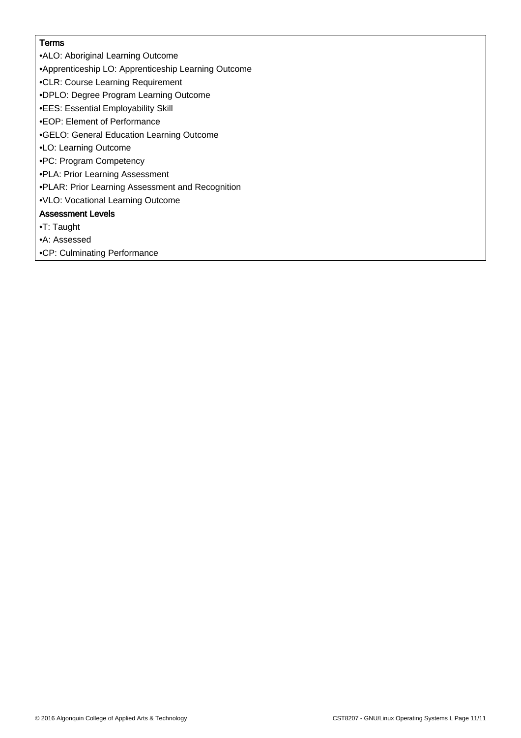**Terms**

- •ALO: Aboriginal Learning Outcome
- •Apprenticeship LO: Apprenticeship Learning Outcome
- •CLR: Course Learning Requirement
- •DPLO: Degree Program Learning Outcome
- •EES: Essential Employability Skill
- •EOP: Element of Performance
- •GELO: General Education Learning Outcome
- •LO: Learning Outcome
- •PC: Program Competency
- •PLA: Prior Learning Assessment
- •PLAR: Prior Learning Assessment and Recognition
- •VLO: Vocational Learning Outcome

**Assessment Levels**

- •T: Taught
- •A: Assessed
- •CP: Culminating Performance